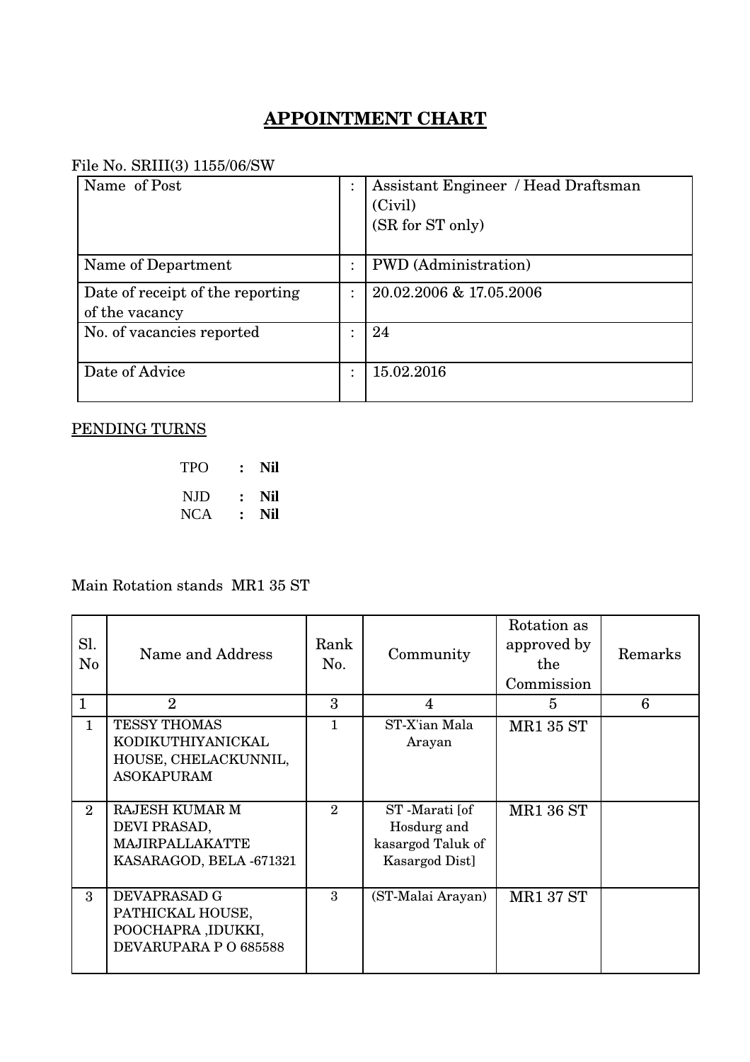# APPOINTMENT CHART

File No. SRIII(3) 1155/06/SW

| | | |
|---|---|---|
| Name of Post | : | Assistant Engineer / Head Draftsman (Civil) (SR for ST only) |
| Name of Department | : | PWD (Administration) |
| Date of receipt of the reporting of the vacancy | : | 20.02.2006 & 17.05.2006 |
| No. of vacancies reported | : | 24 |
| Date of Advice | : | 15.02.2016 |

PENDING TURNS

TPO : **Nil**

NJD : **Nil**

NCA : **Nil**

Main Rotation stands MR1 35 ST

| Sl. No | Name and Address | Rank No. | Community | Rotation as approved by the Commission | Remarks |
|---|---|---|---|---|---|
| 1 | 2 | 3 | 4 | 5 | 6 |
| 1 | TESSY THOMAS KODIKUTHIYANICKAL HOUSE, CHELACKUNNIL, ASOKAPURAM | 1 | ST-X'ian Mala Arayan | MR1 35 ST | |
| 2 | RAJESH KUMAR M DEVI PRASAD, MAJIRPALLAKATTE KASARAGOD, BELA -671321 | 2 | ST -Marati [of Hosdurg and kasargod Taluk of Kasargod Dist] | MR1 36 ST | |
| 3 | DEVAPRASAD G PATHICKAL HOUSE, POOCHAPRA ,IDUKKI, DEVARUPARA P O 685588 | 3 | (ST-Malai Arayan) | MR1 37 ST | |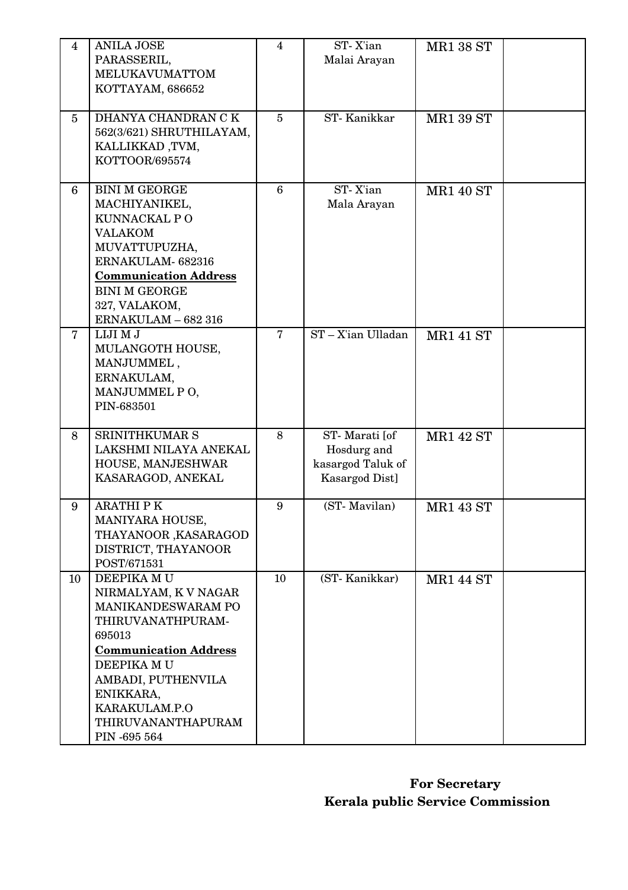| | | | | | |
|---|---|---|---|---|---|
| 4 | ANILA JOSE<br>PARASSERIL,<br>MELUKAVUMATTOM<br>KOTTAYAM, 686652 | 4 | ST- X'ian<br>Malai Arayan | MR1 38 ST | |
| 5 | DHANYA CHANDRAN C K<br>562(3/621) SHRUTHILAYAM,<br>KALLIKKAD ,TVM,<br>KOTTOOR/695574 | 5 | ST- Kanikkar | MR1 39 ST | |
| 6 | BINI M GEORGE<br>MACHIYANIKEL,<br>KUNNACKAL P O<br>VALAKOM<br>MUVATTUPUZHA,<br>ERNAKULAM- 682316<br>**Communication Address**<br>BINI M GEORGE<br>327, VALAKOM,<br>ERNAKULAM – 682 316 | 6 | ST- X'ian<br>Mala Arayan | MR1 40 ST | |
| 7 | LIJI M J<br>MULANGOTH HOUSE,<br>MANJUMMEL ,<br>ERNAKULAM,<br>MANJUMMEL P O,<br>PIN-683501 | 7 | ST – X'ian Ulladan | MR1 41 ST | |
| 8 | SRINITHKUMAR S<br>LAKSHMI NILAYA ANEKAL<br>HOUSE, MANJESHWAR<br>KASARAGOD, ANEKAL | 8 | ST- Marati [of<br>Hosdurg and<br>kasargod Taluk of<br>Kasargod Dist] | MR1 42 ST | |
| 9 | ARATHI P K<br>MANIYARA HOUSE,<br>THAYANOOR ,KASARAGOD<br>DISTRICT, THAYANOOR<br>POST/671531 | 9 | (ST- Mavilan) | MR1 43 ST | |
| 10 | DEEPIKA M U<br>NIRMALYAM, K V NAGAR<br>MANIKANDESWARAM PO<br>THIRUVANATHPURAM-<br>695013<br>**Communication Address**<br>DEEPIKA M U<br>AMBADI, PUTHENVILA<br>ENIKKARA,<br>KARAKULAM.P.O<br>THIRUVANANTHAPURAM<br>PIN -695 564 | 10 | (ST- Kanikkar) | MR1 44 ST | |

**For Secretary**
**Kerala public Service Commission**